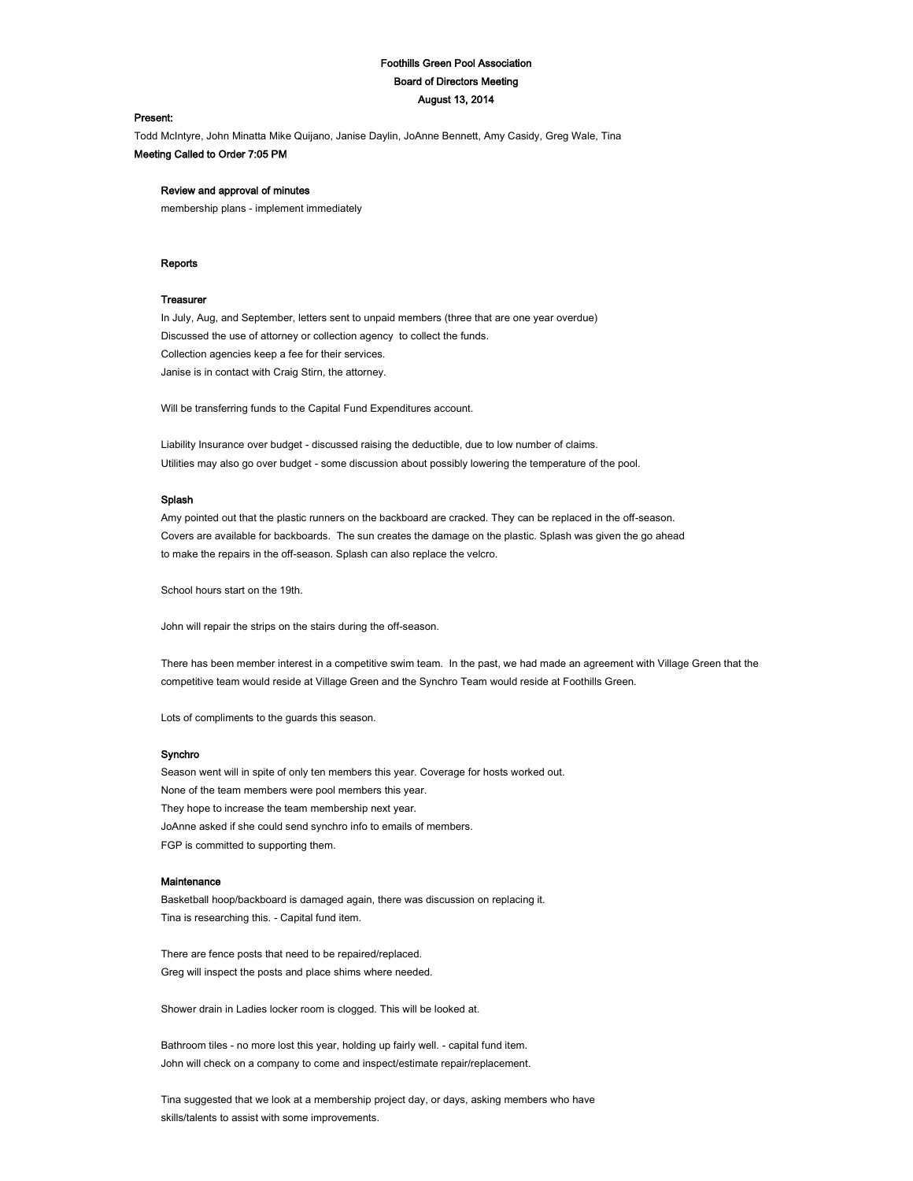**Foothills Green Pool Association**

**Board of Directors Meeting**

**August 13, 2014**

**Present:**

Todd McIntyre, John Minatta Mike Quijano, Janise Daylin, JoAnne Bennett, Amy Casidy, Greg Wale, Tina

**Meeting Called to Order 7:05 PM**

**Review and approval of minutes**

membership plans - implement immediately

**Reports**

**Treasurer**

In July, Aug, and September, letters sent to unpaid members (three that are one year overdue)
Discussed the use of attorney or collection agency to collect the funds.
Collection agencies keep a fee for their services.
Janise is in contact with Craig Stirn, the attorney.

Will be transferring funds to the Capital Fund Expenditures account.

Liability Insurance over budget - discussed raising the deductible, due to low number of claims.
Utilities may also go over budget - some discussion about possibly lowering the temperature of the pool.

**Splash**

Amy pointed out that the plastic runners on the backboard are cracked. They can be replaced in the off-season.
Covers are available for backboards. The sun creates the damage on the plastic. Splash was given the go ahead to make the repairs in the off-season. Splash can also replace the velcro.

School hours start on the 19th.

John will repair the strips on the stairs during the off-season.

There has been member interest in a competitive swim team. In the past, we had made an agreement with Village Green that the competitive team would reside at Village Green and the Synchro Team would reside at Foothills Green.

Lots of compliments to the guards this season.

**Synchro**

Season went will in spite of only ten members this year. Coverage for hosts worked out.
None of the team members were pool members this year.
They hope to increase the team membership next year.
JoAnne asked if she could send synchro info to emails of members.
FGP is committed to supporting them.

**Maintenance**

Basketball hoop/backboard is damaged again, there was discussion on replacing it.
Tina is researching this. - Capital fund item.

There are fence posts that need to be repaired/replaced.
Greg will inspect the posts and place shims where needed.

Shower drain in Ladies locker room is clogged. This will be looked at.

Bathroom tiles - no more lost this year, holding up fairly well. - capital fund item.
John will check on a company to come and inspect/estimate repair/replacement.

Tina suggested that we look at a membership project day, or days, asking members who have skills/talents to assist with some improvements.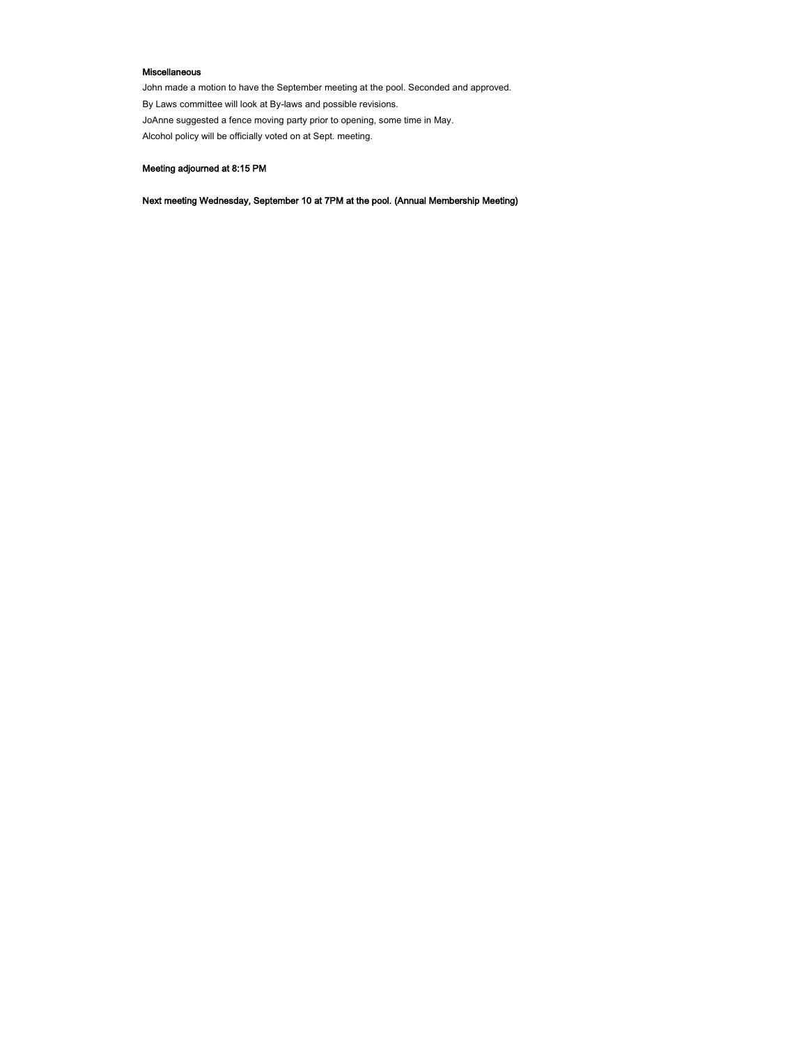**Miscellaneous**

John made a motion to have the September meeting at the pool. Seconded and approved.

By Laws committee will look at By-laws and possible revisions.

JoAnne suggested a fence moving party prior to opening, some time in May.

Alcohol policy will be officially voted on at Sept. meeting.

**Meeting adjourned at 8:15 PM**

**Next meeting Wednesday, September 10 at 7PM at the pool. (Annual Membership Meeting)**